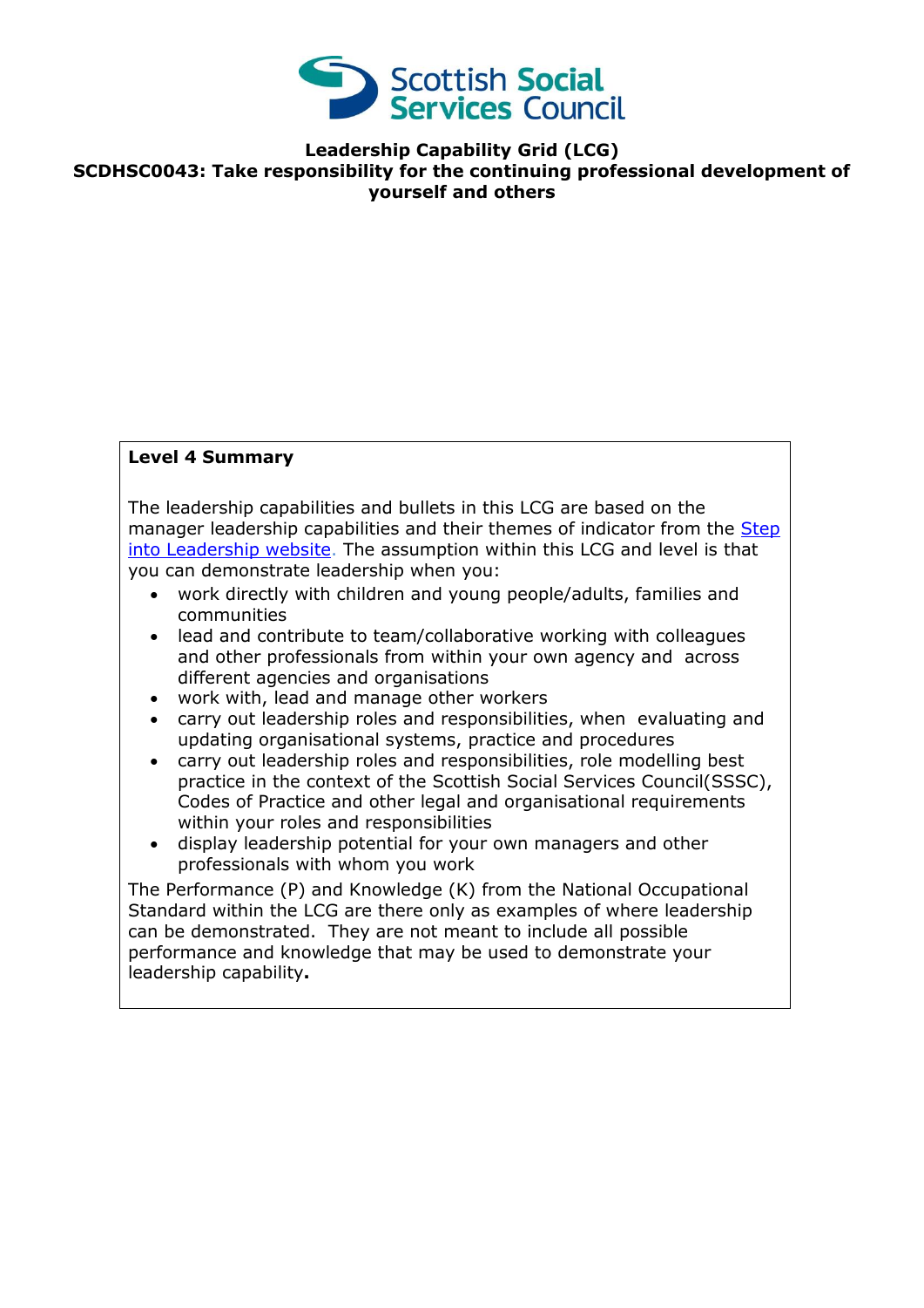Scottish Social Services Council

# Leadership Capability Grid (LCG)

## SCDHSC0043: Take responsibility for the continuing professional development of yourself and others

**Level 4 Summary**

The leadership capabilities and bullets in this LCG are based on the manager leadership capabilities and their themes of indicator from the Step into Leadership website. The assumption within this LCG and level is that you can demonstrate leadership when you:

- work directly with children and young people/adults, families and communities
- lead and contribute to team/collaborative working with colleagues and other professionals from within your own agency and across different agencies and organisations
- work with, lead and manage other workers
- carry out leadership roles and responsibilities, when evaluating and updating organisational systems, practice and procedures
- carry out leadership roles and responsibilities, role modelling best practice in the context of the Scottish Social Services Council(SSSC), Codes of Practice and other legal and organisational requirements within your roles and responsibilities
- display leadership potential for your own managers and other professionals with whom you work

The Performance (P) and Knowledge (K) from the National Occupational Standard within the LCG are there only as examples of where leadership can be demonstrated. They are not meant to include all possible performance and knowledge that may be used to demonstrate your leadership capability**.**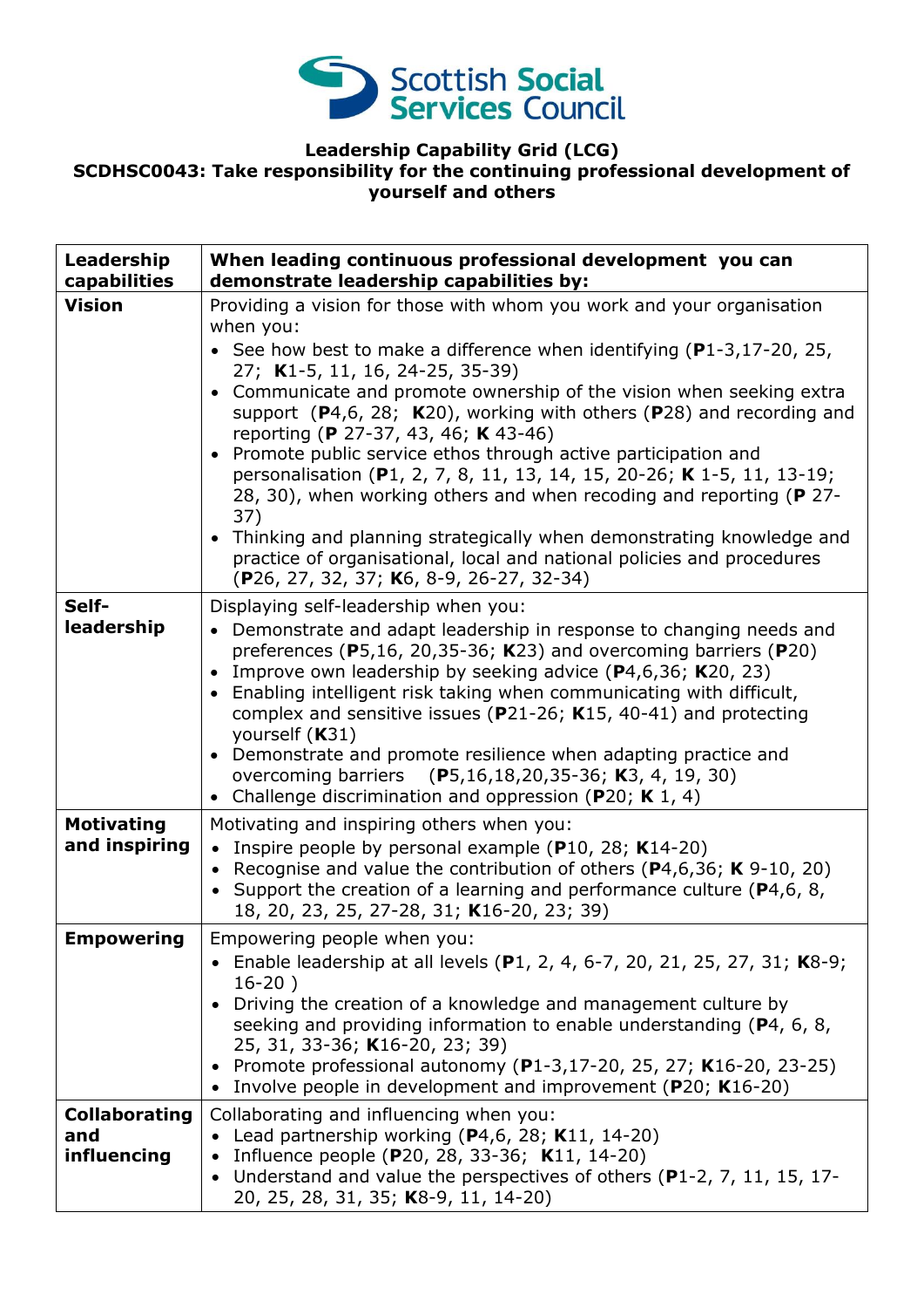**Scottish Social Services Council**

**Leadership Capability Grid (LCG)**
**SCDHSC0043: Take responsibility for the continuing professional development of yourself and others**

| **Leadership capabilities** | **When leading continuous professional development you can demonstrate leadership capabilities by:** |
|---|---|
| **Vision** | Providing a vision for those with whom you work and your organisation when you: <br>• See how best to make a difference when identifying (**P**1-3,17-20, 25, 27; **K**1-5, 11, 16, 24-25, 35-39) <br>• Communicate and promote ownership of the vision when seeking extra support (**P**4,6, 28; **K**20), working with others (**P**28) and recording and reporting (**P** 27-37, 43, 46; **K** 43-46) <br>• Promote public service ethos through active participation and personalisation (**P**1, 2, 7, 8, 11, 13, 14, 15, 20-26; **K** 1-5, 11, 13-19; 28, 30), when working others and when recoding and reporting (**P** 27-37) <br>• Thinking and planning strategically when demonstrating knowledge and practice of organisational, local and national policies and procedures (**P**26, 27, 32, 37; **K**6, 8-9, 26-27, 32-34) |
| **Self-leadership** | Displaying self-leadership when you: <br>• Demonstrate and adapt leadership in response to changing needs and preferences (**P**5,16, 20,35-36; **K**23) and overcoming barriers (**P**20) <br>• Improve own leadership by seeking advice (**P**4,6,36; **K**20, 23) <br>• Enabling intelligent risk taking when communicating with difficult, complex and sensitive issues (**P**21-26; **K**15, 40-41) and protecting yourself (**K**31) <br>• Demonstrate and promote resilience when adapting practice and overcoming barriers (**P**5,16,18,20,35-36; **K**3, 4, 19, 30) <br>• Challenge discrimination and oppression (**P**20; **K** 1, 4) |
| **Motivating and inspiring** | Motivating and inspiring others when you: <br>• Inspire people by personal example (**P**10, 28; **K**14-20) <br>• Recognise and value the contribution of others (**P**4,6,36; **K** 9-10, 20) <br>• Support the creation of a learning and performance culture (**P**4,6, 8, 18, 20, 23, 25, 27-28, 31; **K**16-20, 23; 39) |
| **Empowering** | Empowering people when you: <br>• Enable leadership at all levels (**P**1, 2, 4, 6-7, 20, 21, 25, 27, 31; **K**8-9; 16-20 ) <br>• Driving the creation of a knowledge and management culture by seeking and providing information to enable understanding (**P**4, 6, 8, 25, 31, 33-36; **K**16-20, 23; 39) <br>• Promote professional autonomy (**P**1-3,17-20, 25, 27; **K**16-20, 23-25) <br>• Involve people in development and improvement (**P**20; **K**16-20) |
| **Collaborating and influencing** | Collaborating and influencing when you: <br>• Lead partnership working (**P**4,6, 28; **K**11, 14-20) <br>• Influence people (**P**20, 28, 33-36; **K**11, 14-20) <br>• Understand and value the perspectives of others (**P**1-2, 7, 11, 15, 17-20, 25, 28, 31, 35; **K**8-9, 11, 14-20) |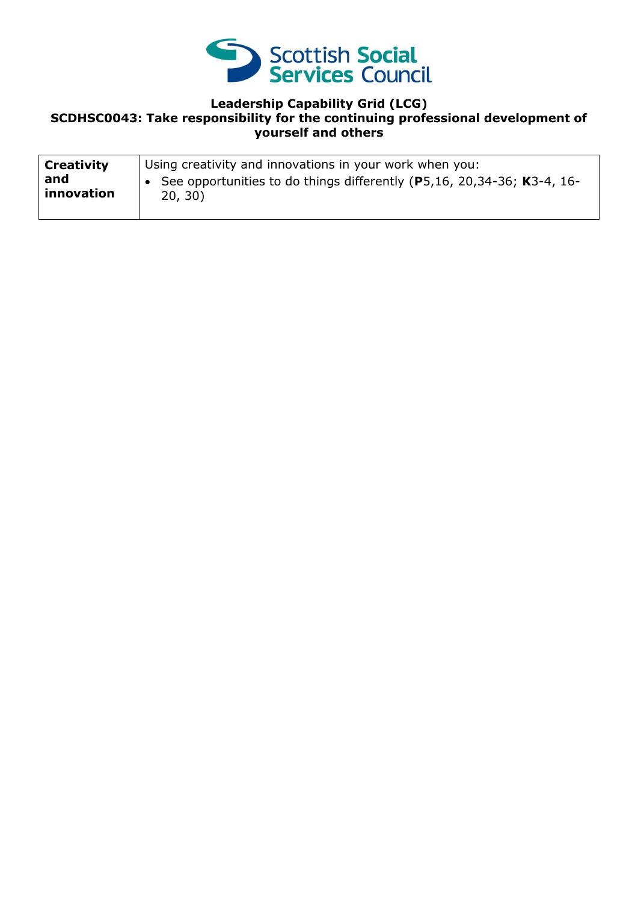**Leadership Capability Grid (LCG)**
**SCDHSC0043: Take responsibility for the continuing professional development of yourself and others**

| | |
|---|---|
| **Creativity and innovation** | Using creativity and innovations in your work when you:<br>• See opportunities to do things differently (**P**5,16, 20,34-36; **K**3-4, 16-20, 30) |